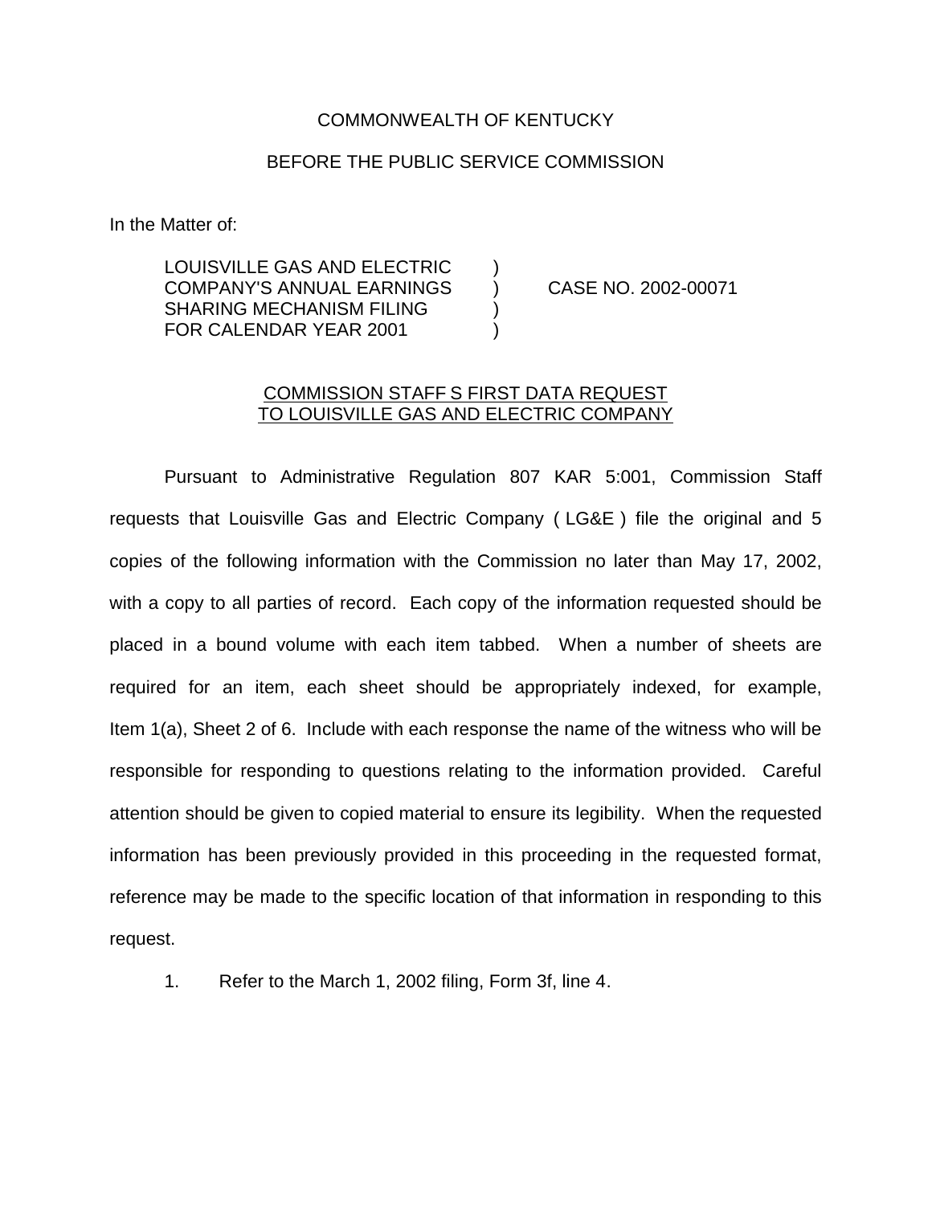COMMONWEALTH OF KENTUCKY

BEFORE THE PUBLIC SERVICE COMMISSION

In the Matter of:

| | | |
|---|---|---|
| LOUISVILLE GAS AND ELECTRIC COMPANY'S ANNUAL EARNINGS SHARING MECHANISM FILING FOR CALENDAR YEAR 2001 | ) | CASE NO. 2002-00071 |

COMMISSION STAFF S FIRST DATA REQUEST TO LOUISVILLE GAS AND ELECTRIC COMPANY

Pursuant to Administrative Regulation 807 KAR 5:001, Commission Staff requests that Louisville Gas and Electric Company ( LG&E ) file the original and 5 copies of the following information with the Commission no later than May 17, 2002, with a copy to all parties of record. Each copy of the information requested should be placed in a bound volume with each item tabbed. When a number of sheets are required for an item, each sheet should be appropriately indexed, for example, Item 1(a), Sheet 2 of 6. Include with each response the name of the witness who will be responsible for responding to questions relating to the information provided. Careful attention should be given to copied material to ensure its legibility. When the requested information has been previously provided in this proceeding in the requested format, reference may be made to the specific location of that information in responding to this request.

1. Refer to the March 1, 2002 filing, Form 3f, line 4.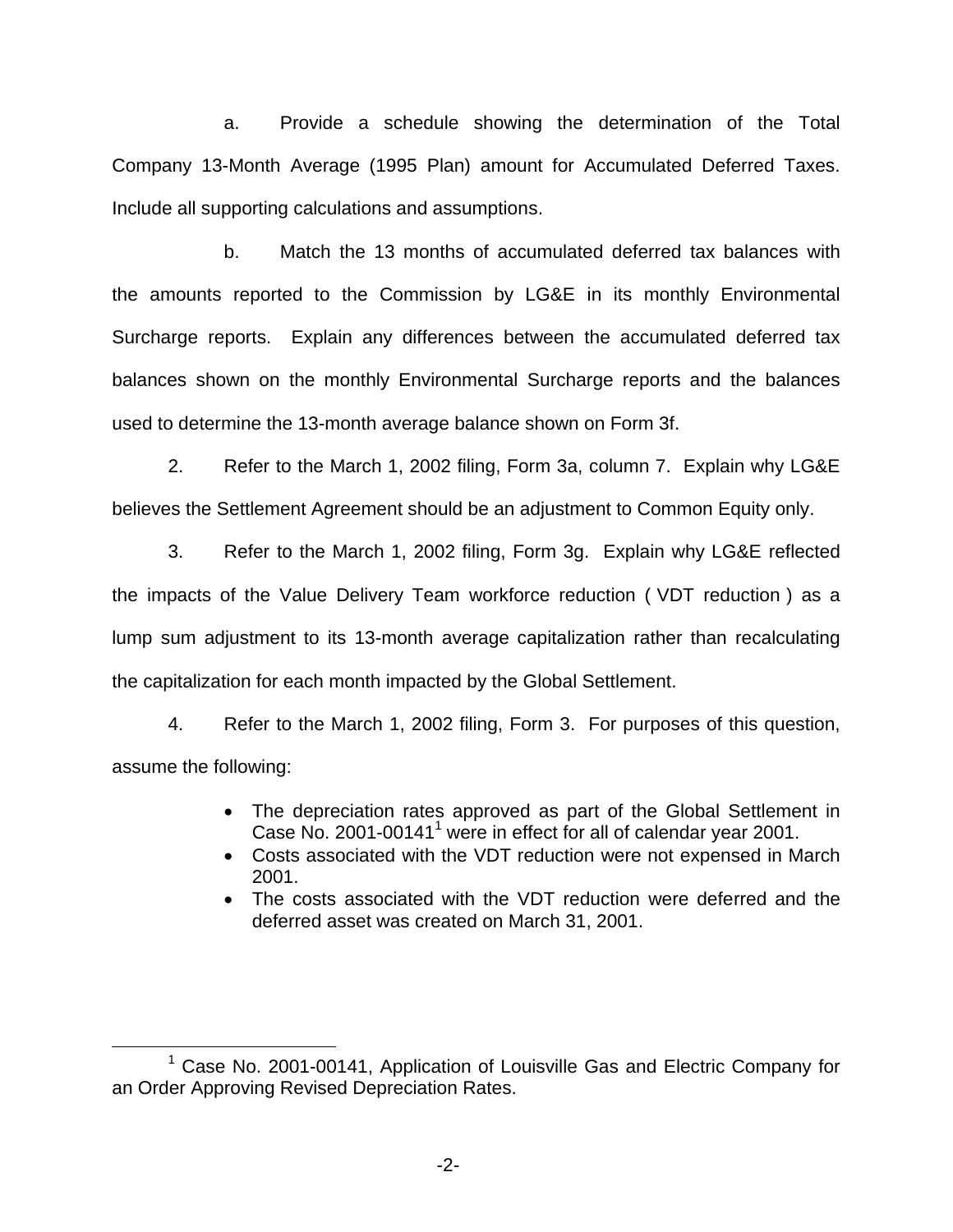a. Provide a schedule showing the determination of the Total Company 13-Month Average (1995 Plan) amount for Accumulated Deferred Taxes. Include all supporting calculations and assumptions.

b. Match the 13 months of accumulated deferred tax balances with the amounts reported to the Commission by LG&E in its monthly Environmental Surcharge reports. Explain any differences between the accumulated deferred tax balances shown on the monthly Environmental Surcharge reports and the balances used to determine the 13-month average balance shown on Form 3f.

2. Refer to the March 1, 2002 filing, Form 3a, column 7. Explain why LG&E believes the Settlement Agreement should be an adjustment to Common Equity only.

3. Refer to the March 1, 2002 filing, Form 3g. Explain why LG&E reflected the impacts of the Value Delivery Team workforce reduction ( VDT reduction ) as a lump sum adjustment to its 13-month average capitalization rather than recalculating the capitalization for each month impacted by the Global Settlement.

4. Refer to the March 1, 2002 filing, Form 3. For purposes of this question, assume the following:

- The depreciation rates approved as part of the Global Settlement in Case No. 2001-00141[1] were in effect for all of calendar year 2001.
- Costs associated with the VDT reduction were not expensed in March 2001.
- The costs associated with the VDT reduction were deferred and the deferred asset was created on March 31, 2001.

[1] Case No. 2001-00141, Application of Louisville Gas and Electric Company for an Order Approving Revised Depreciation Rates.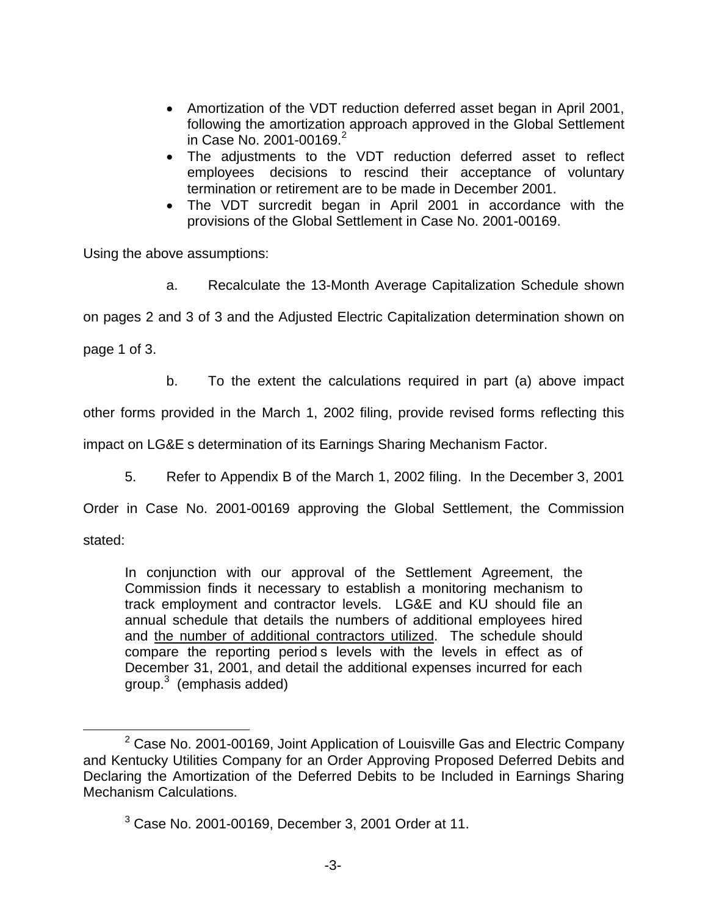- Amortization of the VDT reduction deferred asset began in April 2001, following the amortization approach approved in the Global Settlement in Case No. 2001-00169.[2]
- The adjustments to the VDT reduction deferred asset to reflect employees decisions to rescind their acceptance of voluntary termination or retirement are to be made in December 2001.
- The VDT surcredit began in April 2001 in accordance with the provisions of the Global Settlement in Case No. 2001-00169.

Using the above assumptions:

a. Recalculate the 13-Month Average Capitalization Schedule shown on pages 2 and 3 of 3 and the Adjusted Electric Capitalization determination shown on page 1 of 3.

b. To the extent the calculations required in part (a) above impact other forms provided in the March 1, 2002 filing, provide revised forms reflecting this impact on LG&E s determination of its Earnings Sharing Mechanism Factor.

5. Refer to Appendix B of the March 1, 2002 filing. In the December 3, 2001 Order in Case No. 2001-00169 approving the Global Settlement, the Commission stated:

> In conjunction with our approval of the Settlement Agreement, the Commission finds it necessary to establish a monitoring mechanism to track employment and contractor levels. LG&E and KU should file an annual schedule that details the numbers of additional employees hired and <u>the number of additional contractors utilized</u>. The schedule should compare the reporting period s levels with the levels in effect as of December 31, 2001, and detail the additional expenses incurred for each group.[3] (emphasis added)

---

[2] Case No. 2001-00169, Joint Application of Louisville Gas and Electric Company and Kentucky Utilities Company for an Order Approving Proposed Deferred Debits and Declaring the Amortization of the Deferred Debits to be Included in Earnings Sharing Mechanism Calculations.

[3] Case No. 2001-00169, December 3, 2001 Order at 11.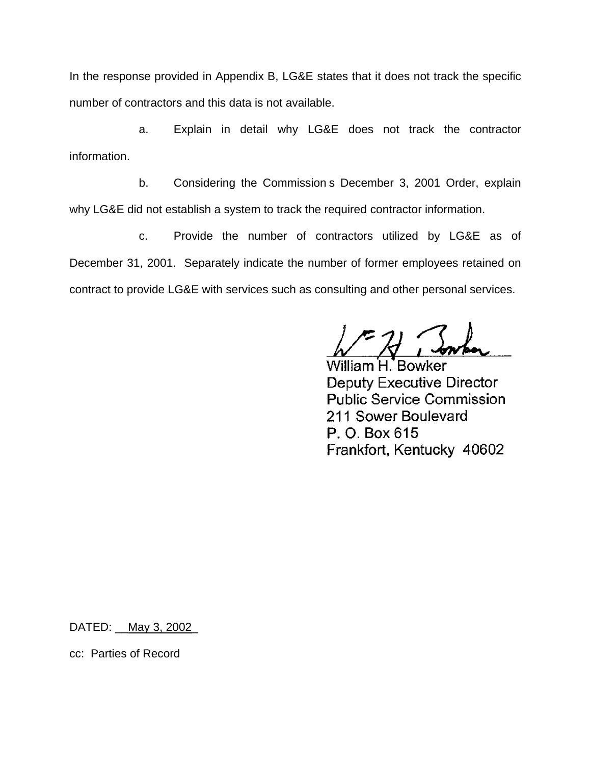In the response provided in Appendix B, LG&E states that it does not track the specific number of contractors and this data is not available.

a. Explain in detail why LG&E does not track the contractor information.

b. Considering the Commission s December 3, 2001 Order, explain why LG&E did not establish a system to track the required contractor information.

c. Provide the number of contractors utilized by LG&E as of December 31, 2001. Separately indicate the number of former employees retained on contract to provide LG&E with services such as consulting and other personal services.

William H. Bowker
Deputy Executive Director
Public Service Commission
211 Sower Boulevard
P. O. Box 615
Frankfort, Kentucky 40602

DATED: May 3, 2002

cc: Parties of Record